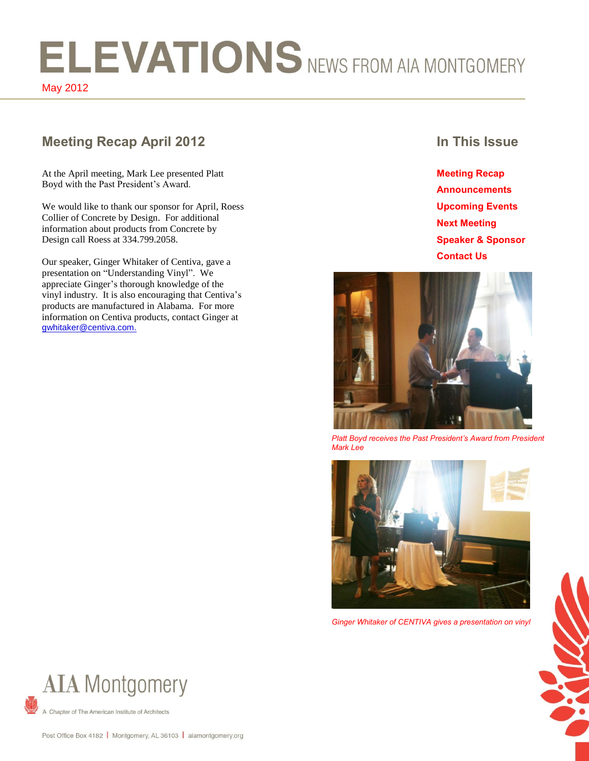# ELEVATIONS NEWS FROM AIA MONTGOMERY

May 2012

## Meeting Recap April 2012

At the April meeting, Mark Lee presented Platt Boyd with the Past President's Award.

We would like to thank our sponsor for April, Roess Collier of Concrete by Design. For additional information about products from Concrete by Design call Roess at 334.799.2058.

Our speaker, Ginger Whitaker of Centiva, gave a presentation on "Understanding Vinyl". We appreciate Ginger's thorough knowledge of the vinyl industry. It is also encouraging that Centiva's products are manufactured in Alabama. For more information on Centiva products, contact Ginger at gwhitaker@centiva.com.

## In This Issue

- **Meeting Recap**
- **Announcements**
- **Upcoming Events**
- **Next Meeting**
- **Speaker & Sponsor**
- **Contact Us**

*Platt Boyd receives the Past President's Award from President Mark Lee*

*Ginger Whitaker of CENTIVA gives a presentation on vinyl*

AIA Montgomery

A Chapter of The American Institute of Architects

Post Office Box 4182 | Montgomery, AL 36103 | aiamontgomery.org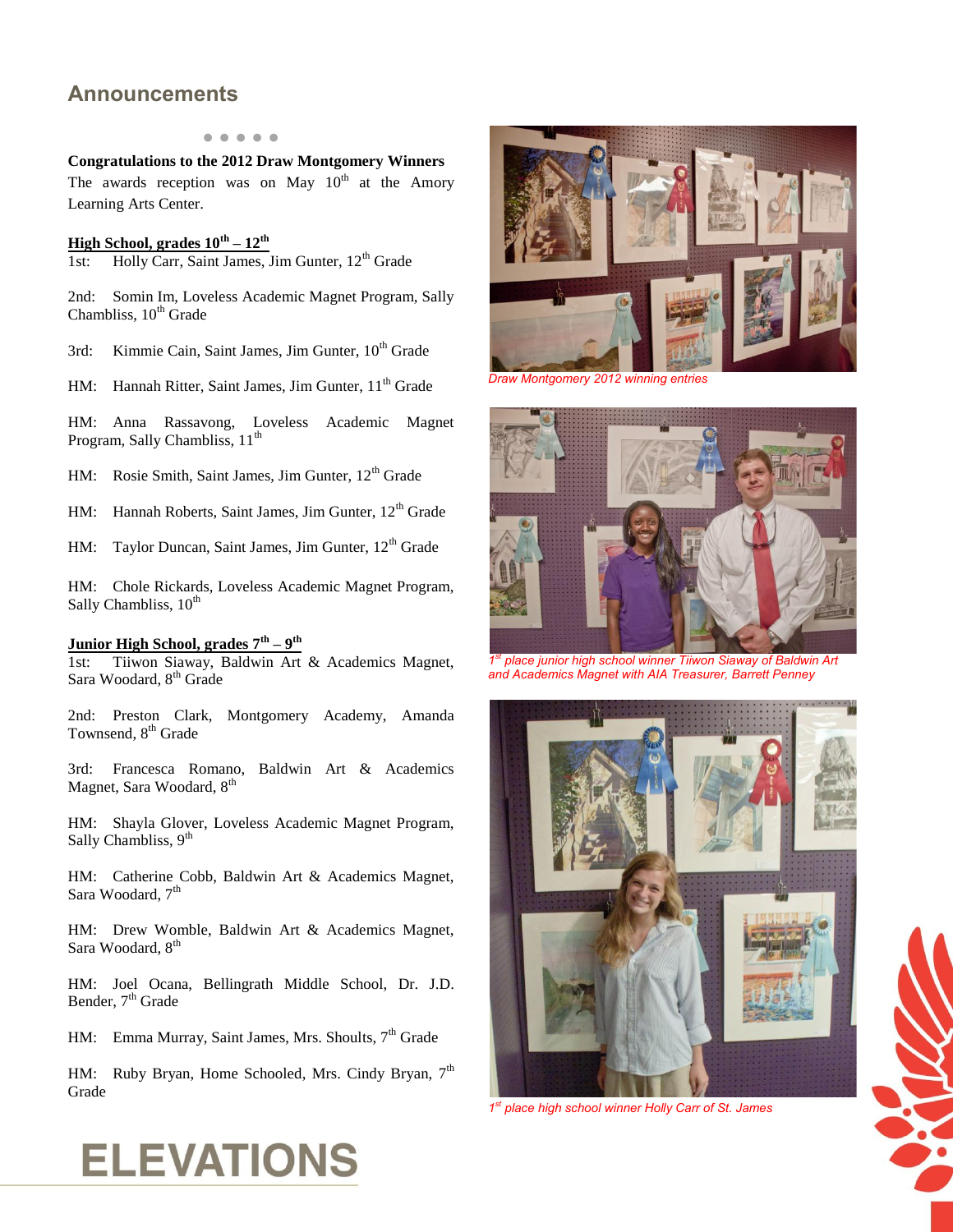## Announcements

• • • • •

**Congratulations to the 2012 Draw Montgomery Winners**

The awards reception was on May 10th at the Amory Learning Arts Center.

**High School, grades 10th – 12th**

1st: Holly Carr, Saint James, Jim Gunter, 12th Grade

2nd: Somin Im, Loveless Academic Magnet Program, Sally Chambliss, 10th Grade

3rd: Kimmie Cain, Saint James, Jim Gunter, 10th Grade

HM: Hannah Ritter, Saint James, Jim Gunter, 11th Grade

HM: Anna Rassavong, Loveless Academic Magnet Program, Sally Chambliss, 11th

HM: Rosie Smith, Saint James, Jim Gunter, 12th Grade

HM: Hannah Roberts, Saint James, Jim Gunter, 12th Grade

HM: Taylor Duncan, Saint James, Jim Gunter, 12th Grade

HM: Chole Rickards, Loveless Academic Magnet Program, Sally Chambliss, 10th

**Junior High School, grades 7th – 9th**

1st: Tiiwon Siaway, Baldwin Art & Academics Magnet, Sara Woodard, 8th Grade

2nd: Preston Clark, Montgomery Academy, Amanda Townsend, 8th Grade

3rd: Francesca Romano, Baldwin Art & Academics Magnet, Sara Woodard, 8th

HM: Shayla Glover, Loveless Academic Magnet Program, Sally Chambliss, 9th

HM: Catherine Cobb, Baldwin Art & Academics Magnet, Sara Woodard, 7th

HM: Drew Womble, Baldwin Art & Academics Magnet, Sara Woodard, 8th

HM: Joel Ocana, Bellingrath Middle School, Dr. J.D. Bender, 7th Grade

HM: Emma Murray, Saint James, Mrs. Shoults, 7th Grade

HM: Ruby Bryan, Home Schooled, Mrs. Cindy Bryan, 7th Grade

*Draw Montgomery 2012 winning entries*

*1st place junior high school winner Tiiwon Siaway of Baldwin Art and Academics Magnet with AIA Treasurer, Barrett Penney*

*1st place high school winner Holly Carr of St. James*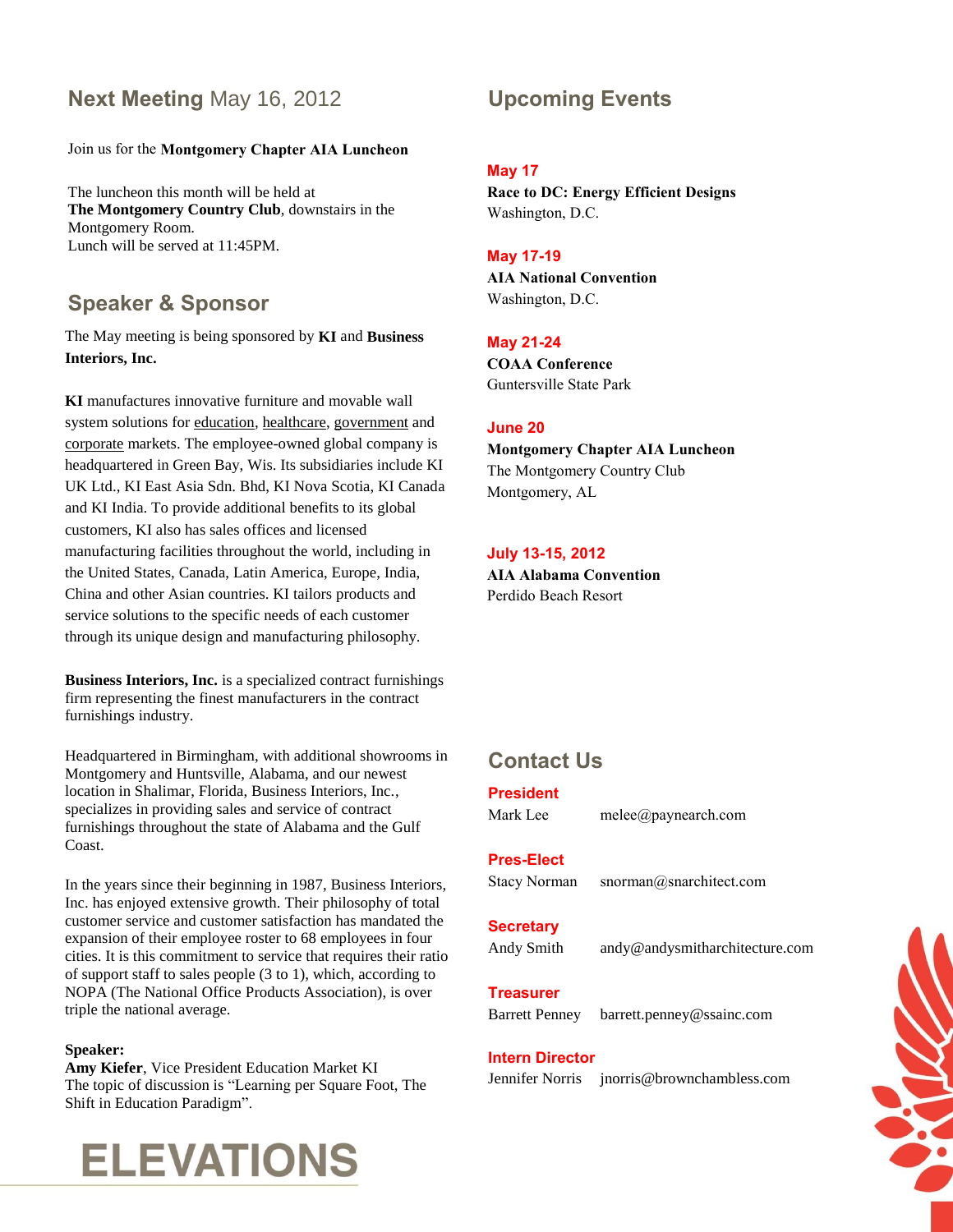## Next Meeting May 16, 2012

Join us for the **Montgomery Chapter AIA Luncheon**

The luncheon this month will be held at **The Montgomery Country Club**, downstairs in the Montgomery Room.
Lunch will be served at 11:45PM.

## Speaker & Sponsor

The May meeting is being sponsored by **KI** and **Business Interiors, Inc.**

**KI** manufactures innovative furniture and movable wall system solutions for education, healthcare, government and corporate markets. The employee-owned global company is headquartered in Green Bay, Wis. Its subsidiaries include KI UK Ltd., KI East Asia Sdn. Bhd, KI Nova Scotia, KI Canada and KI India. To provide additional benefits to its global customers, KI also has sales offices and licensed manufacturing facilities throughout the world, including in the United States, Canada, Latin America, Europe, India, China and other Asian countries. KI tailors products and service solutions to the specific needs of each customer through its unique design and manufacturing philosophy.

**Business Interiors, Inc.** is a specialized contract furnishings firm representing the finest manufacturers in the contract furnishings industry.

Headquartered in Birmingham, with additional showrooms in Montgomery and Huntsville, Alabama, and our newest location in Shalimar, Florida, Business Interiors, Inc., specializes in providing sales and service of contract furnishings throughout the state of Alabama and the Gulf Coast.

In the years since their beginning in 1987, Business Interiors, Inc. has enjoyed extensive growth. Their philosophy of total customer service and customer satisfaction has mandated the expansion of their employee roster to 68 employees in four cities. It is this commitment to service that requires their ratio of support staff to sales people (3 to 1), which, according to NOPA (The National Office Products Association), is over triple the national average.

**Speaker:**
**Amy Kiefer**, Vice President Education Market KI
The topic of discussion is "Learning per Square Foot, The Shift in Education Paradigm".

## Upcoming Events

**May 17**
**Race to DC: Energy Efficient Designs**
Washington, D.C.

**May 17-19**
**AIA National Convention**
Washington, D.C.

**May 21-24**
**COAA Conference**
Guntersville State Park

**June 20**
**Montgomery Chapter AIA Luncheon**
The Montgomery Country Club
Montgomery, AL

**July 13-15, 2012**
**AIA Alabama Convention**
Perdido Beach Resort

## Contact Us

**President**
Mark Lee melee@paynearch.com

**Pres-Elect**
Stacy Norman snorman@snarchitect.com

**Secretary**
Andy Smith andy@andysmitharchitecture.com

**Treasurer**
Barrett Penney barrett.penney@ssainc.com

**Intern Director**
Jennifer Norris jnorris@brownchambless.com

ELEVATIONS